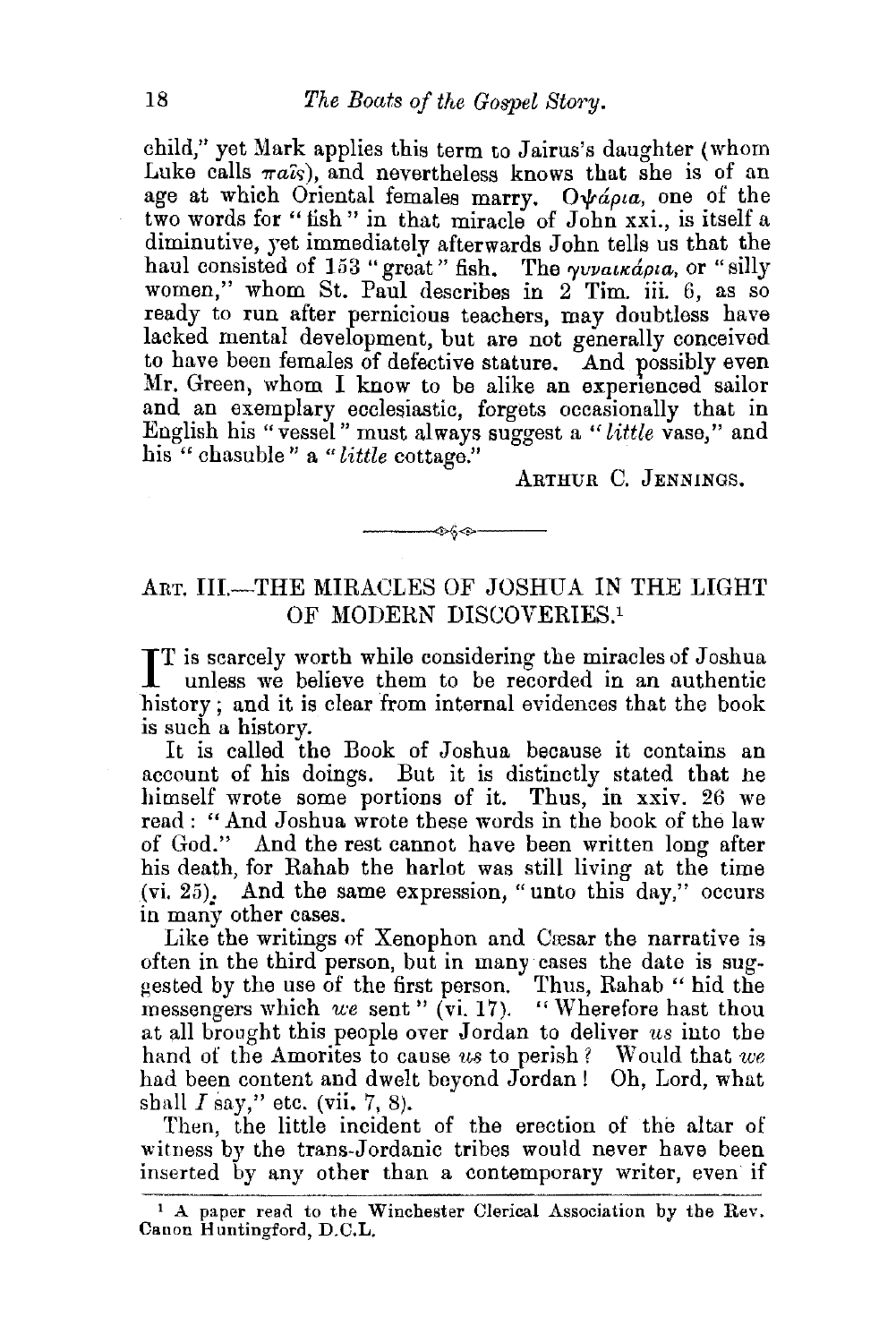child," yet Mark applies this term to Jairus's daughter (whom Luke calls παῖς), and nevertheless knows that she is of an age at which Oriental females marry. Ὀψάρια, one of the two words for "fish" in that miracle of John xxi., is itself a diminutive, yet immediately afterwards John tells us that the haul consisted of 153 "great" fish. The γυναικάρια, or "silly women," whom St. Paul describes in 2 Tim. iii. 6, as so ready to run after pernicious teachers, may doubtless have lacked mental development, but are not generally conceived to have been females of defective stature. And possibly even Mr. Green, whom I know to be alike an experienced sailor and an exemplary ecclesiastic, forgets occasionally that in English his "vessel" must always suggest a "*little* vase," and his "chasuble" a "*little* cottage."

ARTHUR C. JENNINGS.

---

## ART. III.—THE MIRACLES OF JOSHUA IN THE LIGHT OF MODERN DISCOVERIES.[1]

IT is scarcely worth while considering the miracles of Joshua unless we believe them to be recorded in an authentic history; and it is clear from internal evidences that the book is such a history.

It is called the Book of Joshua because it contains an account of his doings. But it is distinctly stated that he himself wrote some portions of it. Thus, in xxiv. 26 we read: "And Joshua wrote these words in the book of the law of God." And the rest cannot have been written long after his death, for Rahab the harlot was still living at the time (vi. 25). And the same expression, "unto this day," occurs in many other cases.

Like the writings of Xenophon and Cæsar the narrative is often in the third person, but in many cases the date is suggested by the use of the first person. Thus, Rahab "hid the messengers which *we* sent" (vi. 17). "Wherefore hast thou at all brought this people over Jordan to deliver *us* into the hand of the Amorites to cause *us* to perish? Would that *we* had been content and dwelt beyond Jordan! Oh, Lord, what shall *I* say," etc. (vii. 7, 8).

Then, the little incident of the erection of the altar of witness by the trans-Jordanic tribes would never have been inserted by any other than a contemporary writer, even if

---

[1] A paper read to the Winchester Clerical Association by the Rev. Canon Huntingford, D.C.L.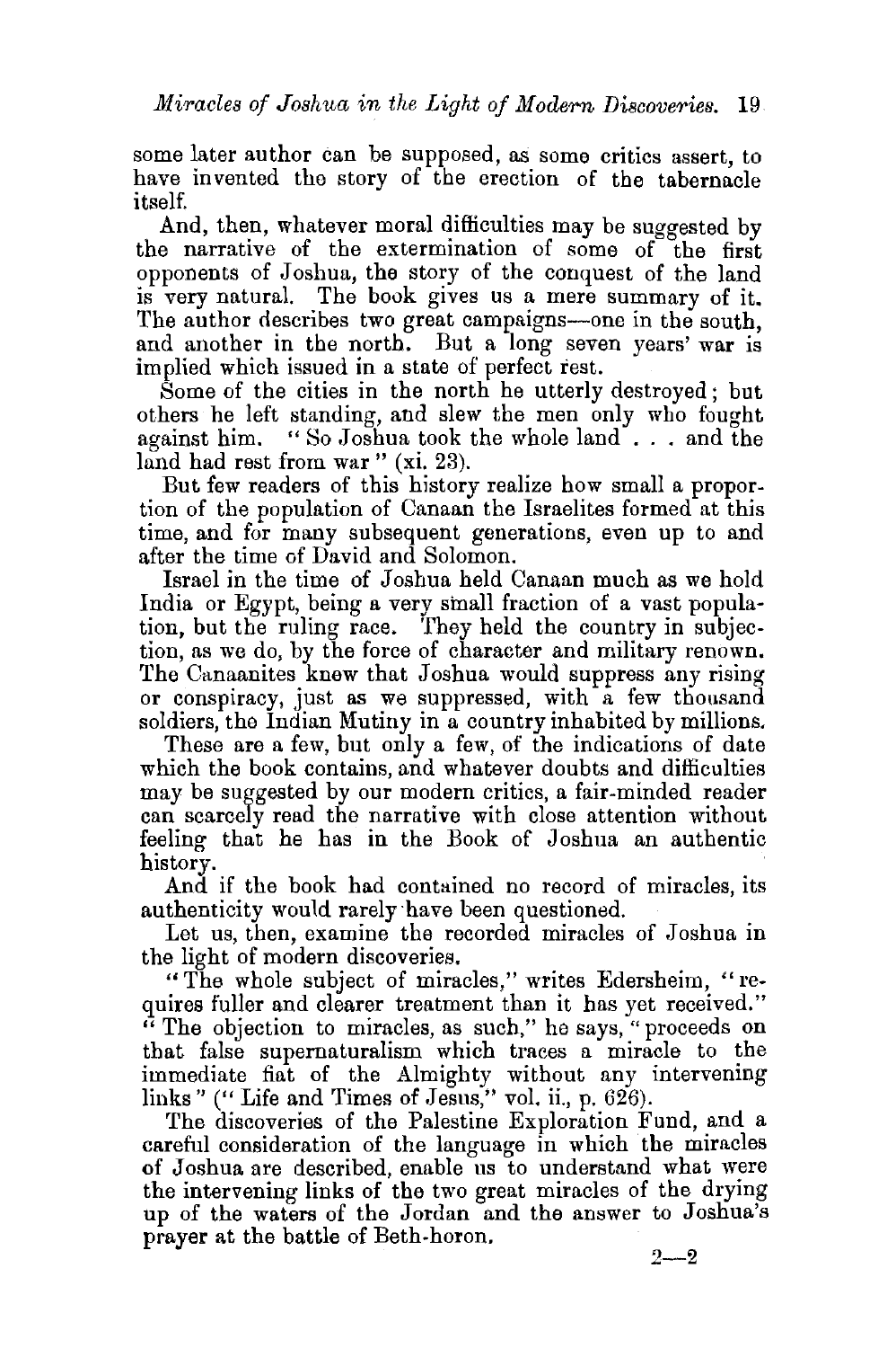some later author can be supposed, as some critics assert, to have invented the story of the erection of the tabernacle itself.

And, then, whatever moral difficulties may be suggested by the narrative of the extermination of some of the first opponents of Joshua, the story of the conquest of the land is very natural. The book gives us a mere summary of it. The author describes two great campaigns—one in the south, and another in the north. But a long seven years' war is implied which issued in a state of perfect rest.

Some of the cities in the north he utterly destroyed; but others he left standing, and slew the men only who fought against him. "So Joshua took the whole land . . . and the land had rest from war" (xi. 23).

But few readers of this history realize how small a proportion of the population of Canaan the Israelites formed at this time, and for many subsequent generations, even up to and after the time of David and Solomon.

Israel in the time of Joshua held Canaan much as we hold India or Egypt, being a very small fraction of a vast population, but the ruling race. They held the country in subjection, as we do, by the force of character and military renown. The Canaanites knew that Joshua would suppress any rising or conspiracy, just as we suppressed, with a few thousand soldiers, the Indian Mutiny in a country inhabited by millions.

These are a few, but only a few, of the indications of date which the book contains, and whatever doubts and difficulties may be suggested by our modern critics, a fair-minded reader can scarcely read the narrative with close attention without feeling that he has in the Book of Joshua an authentic history.

And if the book had contained no record of miracles, its authenticity would rarely have been questioned.

Let us, then, examine the recorded miracles of Joshua in the light of modern discoveries.

"The whole subject of miracles," writes Edersheim, "requires fuller and clearer treatment than it has yet received." "The objection to miracles, as such," he says, "proceeds on that false supernaturalism which traces a miracle to the immediate fiat of the Almighty without any intervening links" ("Life and Times of Jesus," vol. ii., p. 626).

The discoveries of the Palestine Exploration Fund, and a careful consideration of the language in which the miracles of Joshua are described, enable us to understand what were the intervening links of the two great miracles of the drying up of the waters of the Jordan and the answer to Joshua's prayer at the battle of Beth-horon.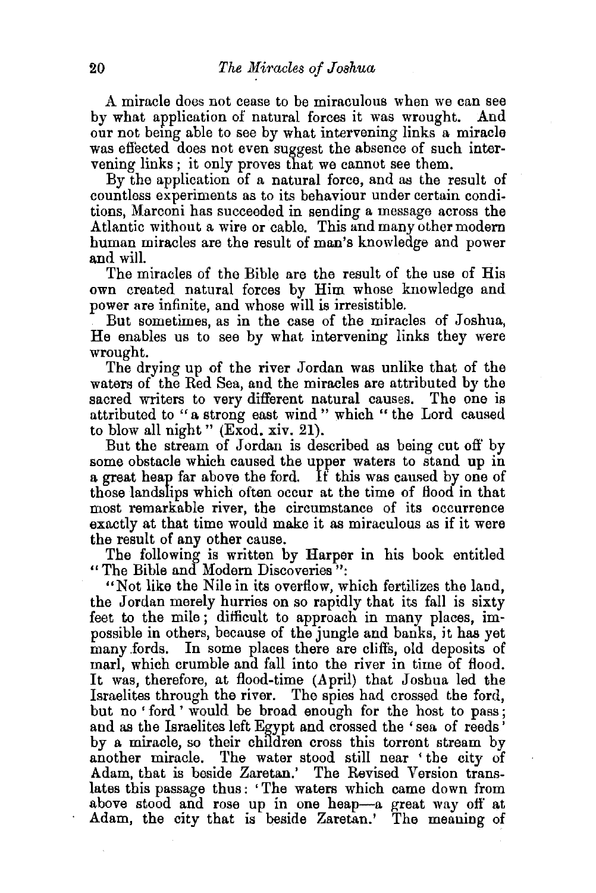A miracle does not cease to be miraculous when we can see by what application of natural forces it was wrought. And our not being able to see by what intervening links a miracle was effected does not even suggest the absence of such intervening links; it only proves that we cannot see them.

By the application of a natural force, and as the result of countless experiments as to its behaviour under certain conditions, Marconi has succeeded in sending a message across the Atlantic without a wire or cable. This and many other modern human miracles are the result of man's knowledge and power and will.

The miracles of the Bible are the result of the use of His own created natural forces by Him whose knowledge and power are infinite, and whose will is irresistible.

But sometimes, as in the case of the miracles of Joshua, He enables us to see by what intervening links they were wrought.

The drying up of the river Jordan was unlike that of the waters of the Red Sea, and the miracles are attributed by the sacred writers to very different natural causes. The one is attributed to "a strong east wind" which "the Lord caused to blow all night" (Exod. xiv. 21).

But the stream of Jordan is described as being cut off by some obstacle which caused the upper waters to stand up in a great heap far above the ford. If this was caused by one of those landslips which often occur at the time of flood in that most remarkable river, the circumstance of its occurrence exactly at that time would make it as miraculous as if it were the result of any other cause.

The following is written by Harper in his book entitled "The Bible and Modern Discoveries":

"Not like the Nile in its overflow, which fertilizes the land, the Jordan merely hurries on so rapidly that its fall is sixty feet to the mile; difficult to approach in many places, impossible in others, because of the jungle and banks, it has yet many fords. In some places there are cliffs, old deposits of marl, which crumble and fall into the river in time of flood. It was, therefore, at flood-time (April) that Joshua led the Israelites through the river. The spies had crossed the ford, but no 'ford' would be broad enough for the host to pass; and as the Israelites left Egypt and crossed the 'sea of reeds' by a miracle, so their children cross this torrent stream by another miracle. The water stood still near 'the city of Adam, that is beside Zaretan.' The Revised Version translates this passage thus: 'The waters which came down from above stood and rose up in one heap—a great way off at Adam, the city that is beside Zaretan.' The meaning of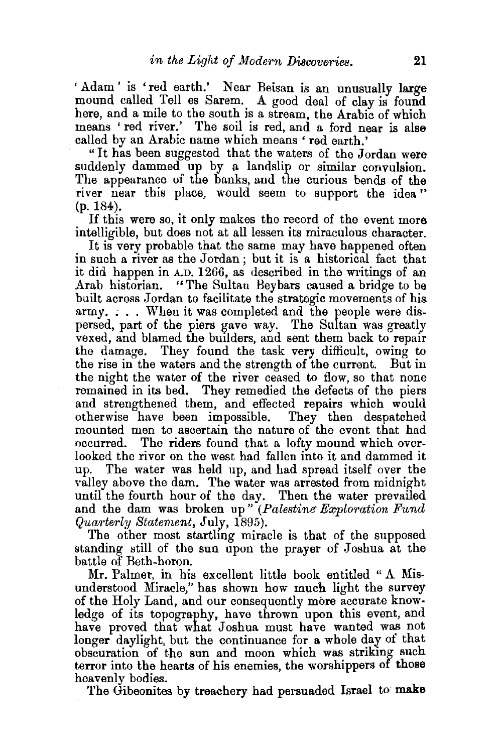'Adam' is 'red earth.' Near Beisan is an unusually large mound called Tell es Sarem. A good deal of clay is found here, and a mile to the south is a stream, the Arabic of which means 'red river.' The soil is red, and a ford near is also called by an Arabic name which means 'red earth.'

"It has been suggested that the waters of the Jordan were suddenly dammed up by a landslip or similar convulsion. The appearance of the banks, and the curious bends of the river near this place, would seem to support the idea" (p. 184).

If this were so, it only makes the record of the event more intelligible, but does not at all lessen its miraculous character.

It is very probable that the same may have happened often in such a river as the Jordan; but it is a historical fact that it did happen in A.D. 1266, as described in the writings of an Arab historian. "The Sultan Beybars caused a bridge to be built across Jordan to facilitate the strategic movements of his army. . . . When it was completed and the people were dispersed, part of the piers gave way. The Sultan was greatly vexed, and blamed the builders, and sent them back to repair the damage. They found the task very difficult, owing to the rise in the waters and the strength of the current. But in the night the water of the river ceased to flow, so that none remained in its bed. They remedied the defects of the piers and strengthened them, and effected repairs which would otherwise have been impossible. They then despatched mounted men to ascertain the nature of the event that had occurred. The riders found that a lofty mound which overlooked the river on the west had fallen into it and dammed it up. The water was held up, and had spread itself over the valley above the dam. The water was arrested from midnight until the fourth hour of the day. Then the water prevailed and the dam was broken up" (*Palestine Exploration Fund Quarterly Statement*, July, 1895).

The other most startling miracle is that of the supposed standing still of the sun upon the prayer of Joshua at the battle of Beth-horon.

Mr. Palmer, in his excellent little book entitled "A Misunderstood Miracle," has shown how much light the survey of the Holy Land, and our consequently more accurate knowledge of its topography, have thrown upon this event, and have proved that what Joshua must have wanted was not longer daylight, but the continuance for a whole day of that obscuration of the sun and moon which was striking such terror into the hearts of his enemies, the worshippers of those heavenly bodies.

The Gibeonites by treachery had persuaded Israel to make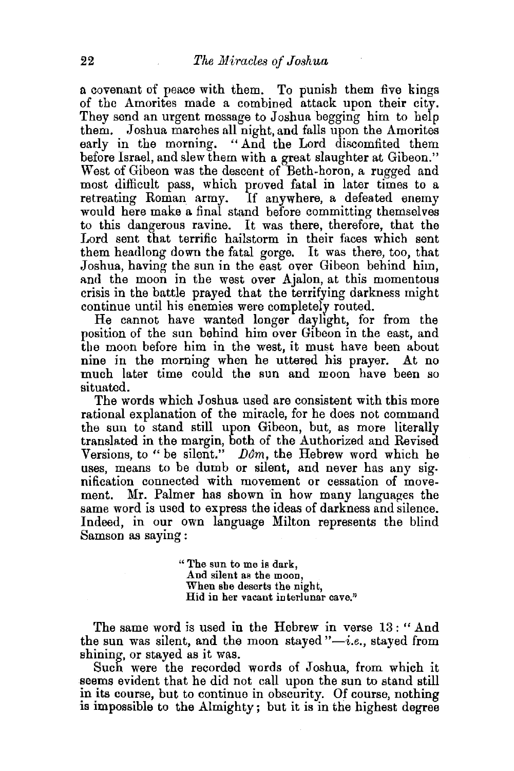a covenant of peace with them. To punish them five kings of the Amorites made a combined attack upon their city. They send an urgent message to Joshua begging him to help them. Joshua marches all night, and falls upon the Amorites early in the morning. "And the Lord discomfited them before Israel, and slew them with a great slaughter at Gibeon." West of Gibeon was the descent of Beth-horon, a rugged and most difficult pass, which proved fatal in later times to a retreating Roman army. If anywhere, a defeated enemy would here make a final stand before committing themselves to this dangerous ravine. It was there, therefore, that the Lord sent that terrific hailstorm in their faces which sent them headlong down the fatal gorge. It was there, too, that Joshua, having the sun in the east over Gibeon behind him, and the moon in the west over Ajalon, at this momentous crisis in the battle prayed that the terrifying darkness might continue until his enemies were completely routed.

He cannot have wanted longer daylight, for from the position of the sun behind him over Gibeon in the east, and the moon before him in the west, it must have been about nine in the morning when he uttered his prayer. At no much later time could the sun and moon have been so situated.

The words which Joshua used are consistent with this more rational explanation of the miracle, for he does not command the sun to stand still upon Gibeon, but, as more literally translated in the margin, both of the Authorized and Revised Versions, to "be silent." *Dôm*, the Hebrew word which he uses, means to be dumb or silent, and never has any signification connected with movement or cessation of movement. Mr. Palmer has shown in how many languages the same word is used to express the ideas of darkness and silence. Indeed, in our own language Milton represents the blind Samson as saying:

> "The sun to me is dark,
> And silent as the moon,
> When she deserts the night,
> Hid in her vacant interlunar cave."

The same word is used in the Hebrew in verse 13: "And the sun was silent, and the moon stayed"—*i.e.*, stayed from shining, or stayed as it was.

Such were the recorded words of Joshua, from which it seems evident that he did not call upon the sun to stand still in its course, but to continue in obscurity. Of course, nothing is impossible to the Almighty; but it is in the highest degree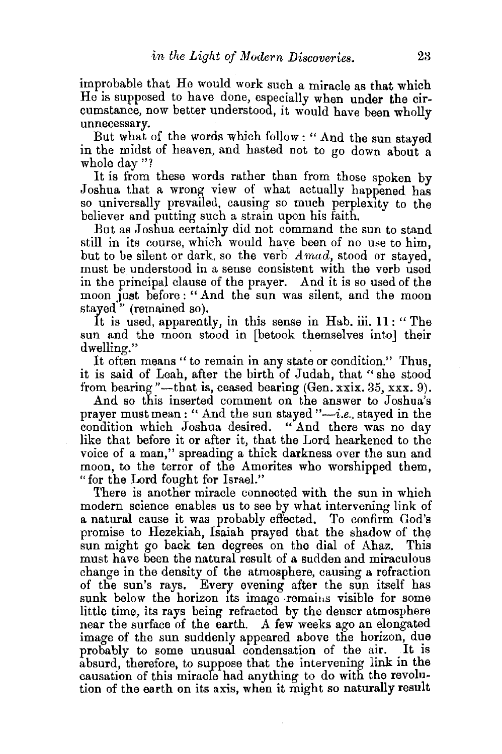improbable that He would work such a miracle as that which He is supposed to have done, especially when under the circumstance, now better understood, it would have been wholly unnecessary.

But what of the words which follow : " And the sun stayed in the midst of heaven, and hasted not to go down about a whole day "?

It is from these words rather than from those spoken by Joshua that a wrong view of what actually happened has so universally prevailed, causing so much perplexity to the believer and putting such a strain upon his faith.

But as Joshua certainly did not command the sun to stand still in its course, which would have been of no use to him, but to be silent or dark, so the verb *Amad*, stood or stayed, must be understood in a sense consistent with the verb used in the principal clause of the prayer. And it is so used of the moon just before : " And the sun was silent, and the moon stayed " (remained so).

It is used, apparently, in this sense in Hab. iii. 11 : " The sun and the moon stood in [betook themselves into] their dwelling."

It often means " to remain in any state or condition." Thus, it is said of Leah, after the birth of Judah, that " she stood from bearing "—that is, ceased bearing (Gen. xxix. 35, xxx. 9).

And so this inserted comment on the answer to Joshua's prayer must mean : " And the sun stayed "—*i.e.*, stayed in the condition which Joshua desired. " And there was no day like that before it or after it, that the Lord hearkened to the voice of a man," spreading a thick darkness over the sun and moon, to the terror of the Amorites who worshipped them, " for the Lord fought for Israel."

There is another miracle connected with the sun in which modern science enables us to see by what intervening link of a natural cause it was probably effected. To confirm God's promise to Hezekiah, Isaiah prayed that the shadow of the sun might go back ten degrees on the dial of Ahaz. This must have been the natural result of a sudden and miraculous change in the density of the atmosphere, causing a refraction of the sun's rays. Every evening after the sun itself has sunk below the horizon its image remains visible for some little time, its rays being refracted by the denser atmosphere near the surface of the earth. A few weeks ago an elongated image of the sun suddenly appeared above the horizon, due probably to some unusual condensation of the air. It is absurd, therefore, to suppose that the intervening link in the causation of this miracle had anything to do with the revolution of the earth on its axis, when it might so naturally result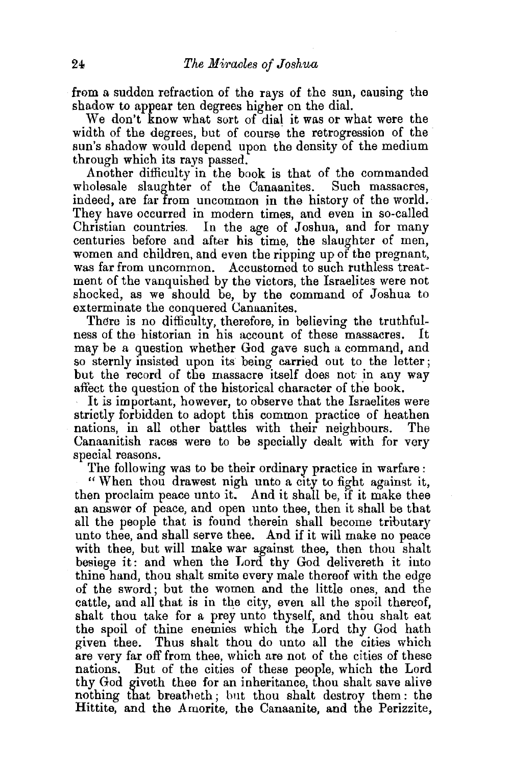from a sudden refraction of the rays of the sun, causing the shadow to appear ten degrees higher on the dial.

We don't know what sort of dial it was or what were the width of the degrees, but of course the retrogression of the sun's shadow would depend upon the density of the medium through which its rays passed.

Another difficulty in the book is that of the commanded wholesale slaughter of the Canaanites. Such massacres, indeed, are far from uncommon in the history of the world. They have occurred in modern times, and even in so-called Christian countries. In the age of Joshua, and for many centuries before and after his time, the slaughter of men, women and children, and even the ripping up of the pregnant, was far from uncommon. Accustomed to such ruthless treatment of the vanquished by the victors, the Israelites were not shocked, as we should be, by the command of Joshua to exterminate the conquered Canaanites.

There is no difficulty, therefore, in believing the truthfulness of the historian in his account of these massacres. It may be a question whether God gave such a command, and so sternly insisted upon its being carried out to the letter; but the record of the massacre itself does not in any way affect the question of the historical character of the book.

It is important, however, to observe that the Israelites were strictly forbidden to adopt this common practice of heathen nations, in all other battles with their neighbours. The Canaanitish races were to be specially dealt with for very special reasons.

The following was to be their ordinary practice in warfare:

"When thou drawest nigh unto a city to fight against it, then proclaim peace unto it. And it shall be, if it make thee an answer of peace, and open unto thee, then it shall be that all the people that is found therein shall become tributary unto thee, and shall serve thee. And if it will make no peace with thee, but will make war against thee, then thou shalt besiege it: and when the Lord thy God delivereth it into thine hand, thou shalt smite every male thereof with the edge of the sword; but the women and the little ones, and the cattle, and all that is in the city, even all the spoil thereof, shalt thou take for a prey unto thyself, and thou shalt eat the spoil of thine enemies which the Lord thy God hath given thee. Thus shalt thou do unto all the cities which are very far off from thee, which are not of the cities of these nations. But of the cities of these people, which the Lord thy God giveth thee for an inheritance, thou shalt save alive nothing that breatheth; but thou shalt destroy them: the Hittite, and the Amorite, the Canaanite, and the Perizzite,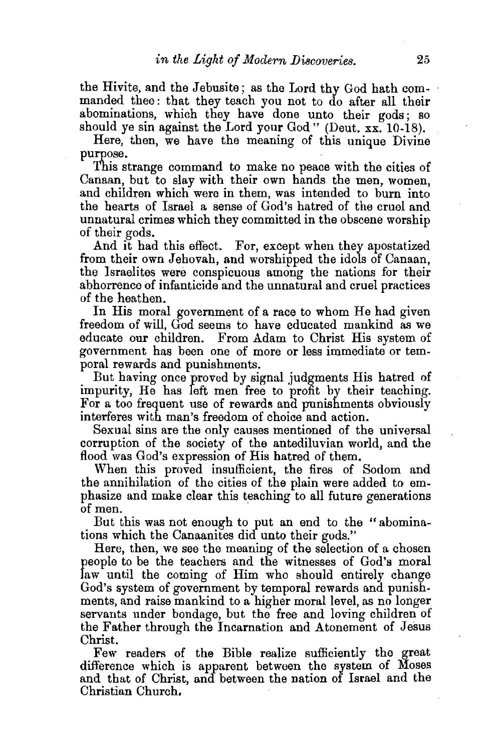the Hivite, and the Jebusite; as the Lord thy God hath commanded thee: that they teach you not to do after all their abominations, which they have done unto their gods; so should ye sin against the Lord your God" (Deut. xx. 10-18).

Here, then, we have the meaning of this unique Divine purpose.

This strange command to make no peace with the cities of Canaan, but to slay with their own hands the men, women, and children which were in them, was intended to burn into the hearts of Israel a sense of God's hatred of the cruel and unnatural crimes which they committed in the obscene worship of their gods.

And it had this effect. For, except when they apostatized from their own Jehovah, and worshipped the idols of Canaan, the Israelites were conspicuous among the nations for their abhorrence of infanticide and the unnatural and cruel practices of the heathen.

In His moral government of a race to whom He had given freedom of will, God seems to have educated mankind as we educate our children. From Adam to Christ His system of government has been one of more or less immediate or temporal rewards and punishments.

But having once proved by signal judgments His hatred of impurity, He has left men free to profit by their teaching. For a too frequent use of rewards and punishments obviously interferes with man's freedom of choice and action.

Sexual sins are the only causes mentioned of the universal corruption of the society of the antediluvian world, and the flood was God's expression of His hatred of them.

When this proved insufficient, the fires of Sodom and the annihilation of the cities of the plain were added to emphasize and make clear this teaching to all future generations of men.

But this was not enough to put an end to the "abominations which the Canaanites did unto their gods."

Here, then, we see the meaning of the selection of a chosen people to be the teachers and the witnesses of God's moral law until the coming of Him who should entirely change God's system of government by temporal rewards and punishments, and raise mankind to a higher moral level, as no longer servants under bondage, but the free and loving children of the Father through the Incarnation and Atonement of Jesus Christ.

Few readers of the Bible realize sufficiently the great difference which is apparent between the system of Moses and that of Christ, and between the nation of Israel and the Christian Church.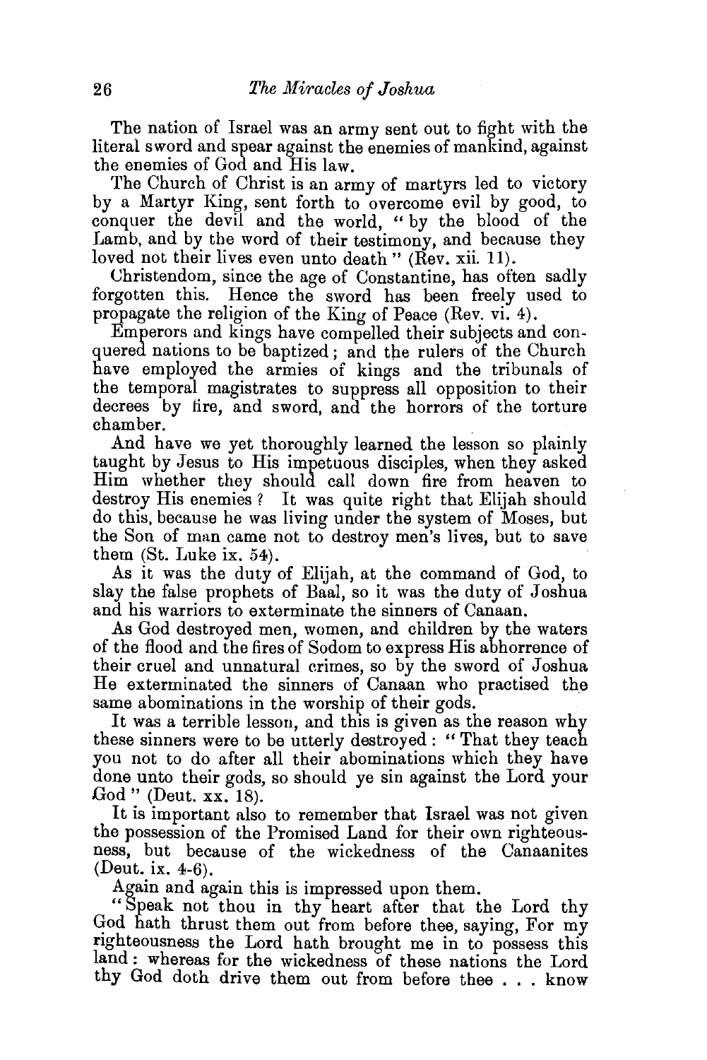The nation of Israel was an army sent out to fight with the literal sword and spear against the enemies of mankind, against the enemies of God and His law.

The Church of Christ is an army of martyrs led to victory by a Martyr King, sent forth to overcome evil by good, to conquer the devil and the world, "by the blood of the Lamb, and by the word of their testimony, and because they loved not their lives even unto death" (Rev. xii. 11).

Christendom, since the age of Constantine, has often sadly forgotten this. Hence the sword has been freely used to propagate the religion of the King of Peace (Rev. vi. 4).

Emperors and kings have compelled their subjects and conquered nations to be baptized; and the rulers of the Church have employed the armies of kings and the tribunals of the temporal magistrates to suppress all opposition to their decrees by fire, and sword, and the horrors of the torture chamber.

And have we yet thoroughly learned the lesson so plainly taught by Jesus to His impetuous disciples, when they asked Him whether they should call down fire from heaven to destroy His enemies? It was quite right that Elijah should do this, because he was living under the system of Moses, but the Son of man came not to destroy men's lives, but to save them (St. Luke ix. 54).

As it was the duty of Elijah, at the command of God, to slay the false prophets of Baal, so it was the duty of Joshua and his warriors to exterminate the sinners of Canaan.

As God destroyed men, women, and children by the waters of the flood and the fires of Sodom to express His abhorrence of their cruel and unnatural crimes, so by the sword of Joshua He exterminated the sinners of Canaan who practised the same abominations in the worship of their gods.

It was a terrible lesson, and this is given as the reason why these sinners were to be utterly destroyed: "That they teach you not to do after all their abominations which they have done unto their gods, so should ye sin against the Lord your God" (Deut. xx. 18).

It is important also to remember that Israel was not given the possession of the Promised Land for their own righteousness, but because of the wickedness of the Canaanites (Deut. ix. 4-6).

Again and again this is impressed upon them.

"Speak not thou in thy heart after that the Lord thy God hath thrust them out from before thee, saying, For my righteousness the Lord hath brought me in to possess this land: whereas for the wickedness of these nations the Lord thy God doth drive them out from before thee . . . know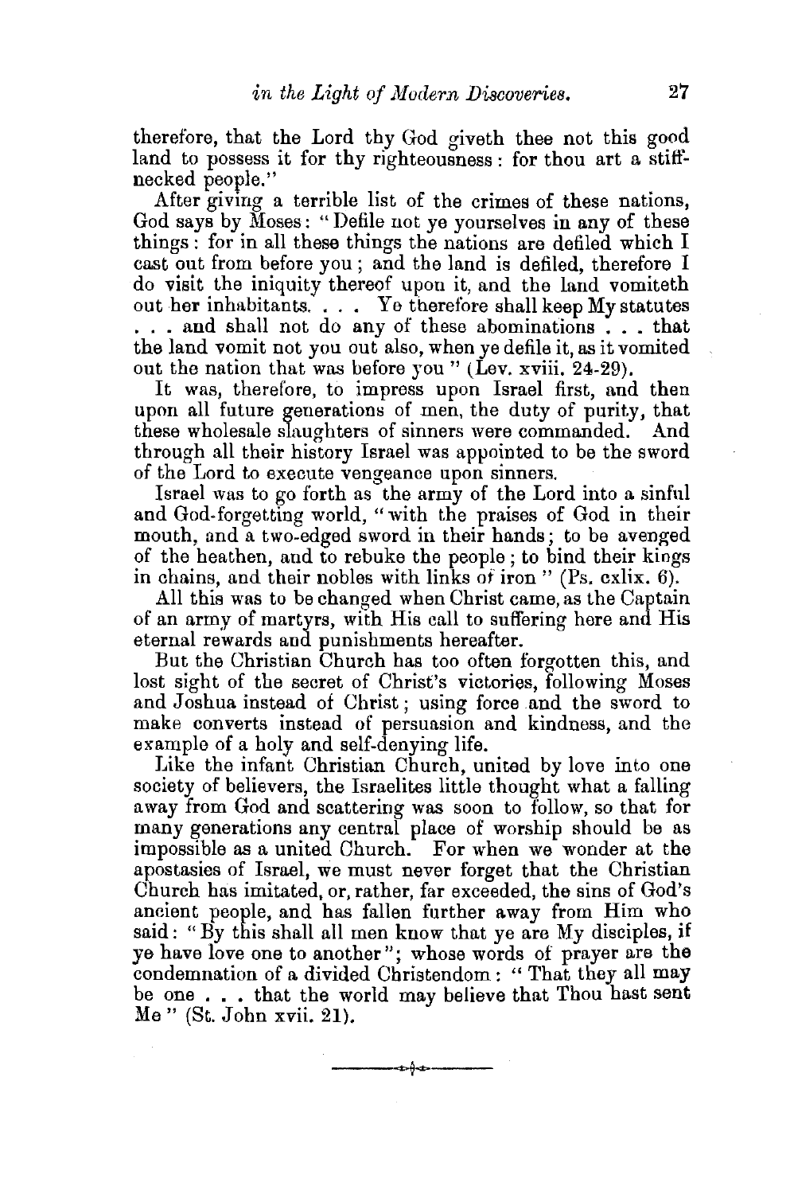therefore, that the Lord thy God giveth thee not this good land to possess it for thy righteousness: for thou art a stiff-necked people."

After giving a terrible list of the crimes of these nations, God says by Moses: "Defile not ye yourselves in any of these things: for in all these things the nations are defiled which I cast out from before you; and the land is defiled, therefore I do visit the iniquity thereof upon it, and the land vomiteth out her inhabitants. . . . Ye therefore shall keep My statutes . . . and shall not do any of these abominations . . . that the land vomit not you out also, when ye defile it, as it vomited out the nation that was before you" (Lev. xviii. 24-29).

It was, therefore, to impress upon Israel first, and then upon all future generations of men, the duty of purity, that these wholesale slaughters of sinners were commanded. And through all their history Israel was appointed to be the sword of the Lord to execute vengeance upon sinners.

Israel was to go forth as the army of the Lord into a sinful and God-forgetting world, "with the praises of God in their mouth, and a two-edged sword in their hands; to be avenged of the heathen, and to rebuke the people; to bind their kings in chains, and their nobles with links of iron" (Ps. cxlix. 6).

All this was to be changed when Christ came, as the Captain of an army of martyrs, with His call to suffering here and His eternal rewards and punishments hereafter.

But the Christian Church has too often forgotten this, and lost sight of the secret of Christ's victories, following Moses and Joshua instead of Christ; using force and the sword to make converts instead of persuasion and kindness, and the example of a holy and self-denying life.

Like the infant Christian Church, united by love into one society of believers, the Israelites little thought what a falling away from God and scattering was soon to follow, so that for many generations any central place of worship should be as impossible as a united Church. For when we wonder at the apostasies of Israel, we must never forget that the Christian Church has imitated, or, rather, far exceeded, the sins of God's ancient people, and has fallen further away from Him who said: "By this shall all men know that ye are My disciples, if ye have love one to another"; whose words of prayer are the condemnation of a divided Christendom: "That they all may be one . . . that the world may believe that Thou hast sent Me" (St. John xvii. 21).